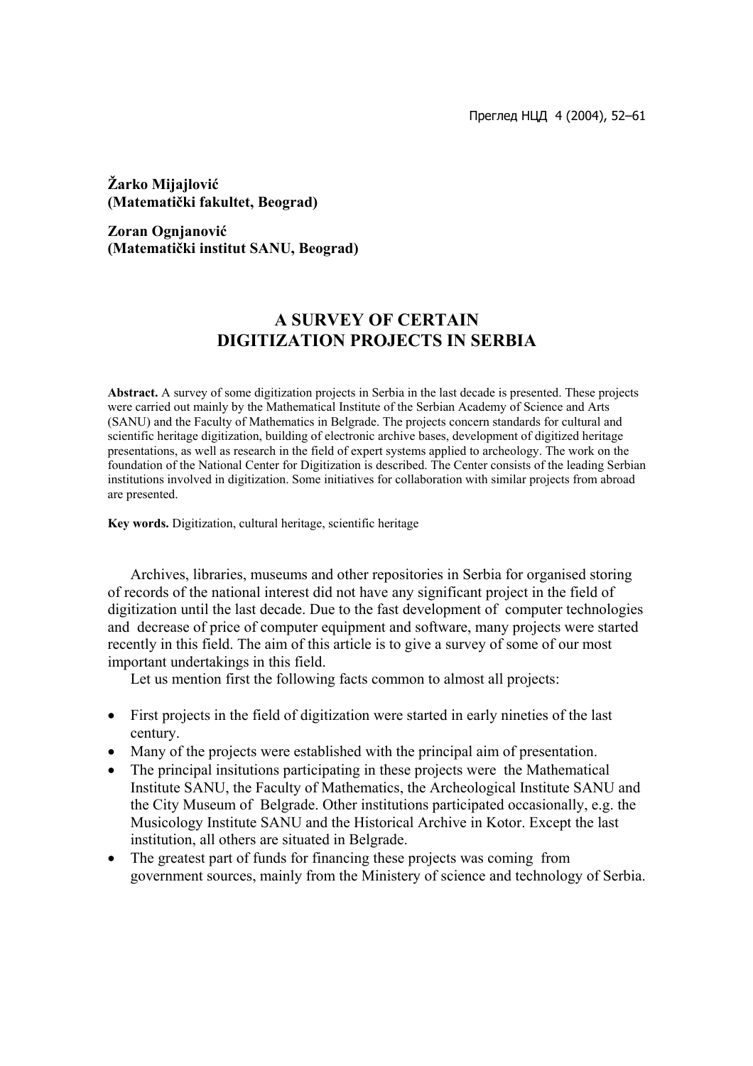**Žarko Mijajlović**
**(Matematički fakultet, Beograd)**

**Zoran Ognjanović**
**(Matematički institut SANU, Beograd)**

# A SURVEY OF CERTAIN DIGITIZATION PROJECTS IN SERBIA

**Abstract.** A survey of some digitization projects in Serbia in the last decade is presented. These projects were carried out mainly by the Mathematical Institute of the Serbian Academy of Science and Arts (SANU) and the Faculty of Mathematics in Belgrade. The projects concern standards for cultural and scientific heritage digitization, building of electronic archive bases, development of digitized heritage presentations, as well as research in the field of expert systems applied to archeology. The work on the foundation of the National Center for Digitization is described. The Center consists of the leading Serbian institutions involved in digitization. Some initiatives for collaboration with similar projects from abroad are presented.

**Key words.** Digitization, cultural heritage, scientific heritage

Archives, libraries, museums and other repositories in Serbia for organised storing of records of the national interest did not have any significant project in the field of digitization until the last decade. Due to the fast development of computer technologies and decrease of price of computer equipment and software, many projects were started recently in this field. The aim of this article is to give a survey of some of our most important undertakings in this field.

Let us mention first the following facts common to almost all projects:

- First projects in the field of digitization were started in early nineties of the last century.
- Many of the projects were established with the principal aim of presentation.
- The principal insitutions participating in these projects were the Mathematical Institute SANU, the Faculty of Mathematics, the Archeological Institute SANU and the City Museum of Belgrade. Other institutions participated occasionally, e.g. the Musicology Institute SANU and the Historical Archive in Kotor. Except the last institution, all others are situated in Belgrade.
- The greatest part of funds for financing these projects was coming from government sources, mainly from the Ministery of science and technology of Serbia.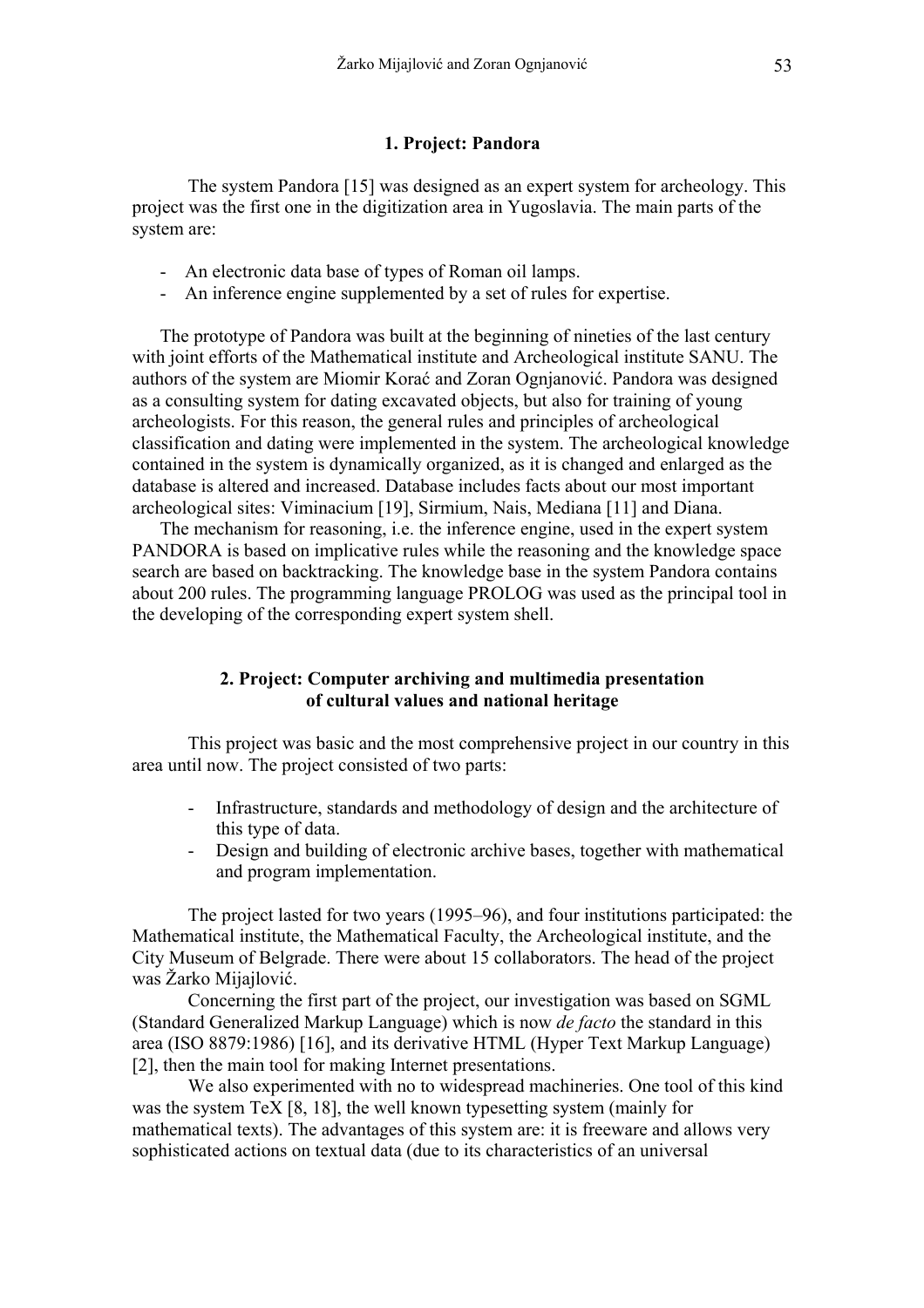### 1. Project: Pandora

The system Pandora [15] was designed as an expert system for archeology. This project was the first one in the digitization area in Yugoslavia. The main parts of the system are:

- An electronic data base of types of Roman oil lamps.
- An inference engine supplemented by a set of rules for expertise.

The prototype of Pandora was built at the beginning of nineties of the last century with joint efforts of the Mathematical institute and Archeological institute SANU. The authors of the system are Miomir Korać and Zoran Ognjanović. Pandora was designed as a consulting system for dating excavated objects, but also for training of young archeologists. For this reason, the general rules and principles of archeological classification and dating were implemented in the system. The archeological knowledge contained in the system is dynamically organized, as it is changed and enlarged as the database is altered and increased. Database includes facts about our most important archeological sites: Viminacium [19], Sirmium, Nais, Mediana [11] and Diana.

The mechanism for reasoning, i.e. the inference engine, used in the expert system PANDORA is based on implicative rules while the reasoning and the knowledge space search are based on backtracking. The knowledge base in the system Pandora contains about 200 rules. The programming language PROLOG was used as the principal tool in the developing of the corresponding expert system shell.

### 2. Project: Computer archiving and multimedia presentation of cultural values and national heritage

This project was basic and the most comprehensive project in our country in this area until now. The project consisted of two parts:

- Infrastructure, standards and methodology of design and the architecture of this type of data.
- Design and building of electronic archive bases, together with mathematical and program implementation.

The project lasted for two years (1995–96), and four institutions participated: the Mathematical institute, the Mathematical Faculty, the Archeological institute, and the City Museum of Belgrade. There were about 15 collaborators. The head of the project was Žarko Mijajlović.

Concerning the first part of the project, our investigation was based on SGML (Standard Generalized Markup Language) which is now *de facto* the standard in this area (ISO 8879:1986) [16], and its derivative HTML (Hyper Text Markup Language) [2], then the main tool for making Internet presentations.

We also experimented with no to widespread machineries. One tool of this kind was the system TeX [8, 18], the well known typesetting system (mainly for mathematical texts). The advantages of this system are: it is freeware and allows very sophisticated actions on textual data (due to its characteristics of an universal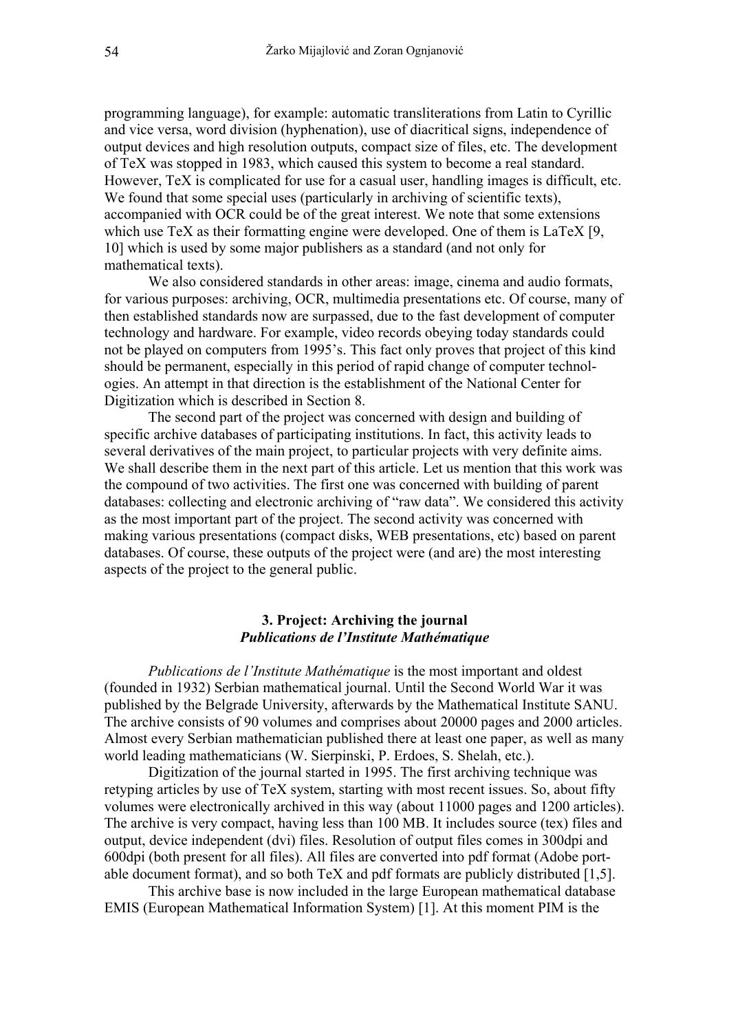programming language), for example: automatic transliterations from Latin to Cyrillic and vice versa, word division (hyphenation), use of diacritical signs, independence of output devices and high resolution outputs, compact size of files, etc. The development of TeX was stopped in 1983, which caused this system to become a real standard. However, TeX is complicated for use for a casual user, handling images is difficult, etc. We found that some special uses (particularly in archiving of scientific texts), accompanied with OCR could be of the great interest. We note that some extensions which use TeX as their formatting engine were developed. One of them is LaTeX [9, 10] which is used by some major publishers as a standard (and not only for mathematical texts).

We also considered standards in other areas: image, cinema and audio formats, for various purposes: archiving, OCR, multimedia presentations etc. Of course, many of then established standards now are surpassed, due to the fast development of computer technology and hardware. For example, video records obeying today standards could not be played on computers from 1995's. This fact only proves that project of this kind should be permanent, especially in this period of rapid change of computer technologies. An attempt in that direction is the establishment of the National Center for Digitization which is described in Section 8.

The second part of the project was concerned with design and building of specific archive databases of participating institutions. In fact, this activity leads to several derivatives of the main project, to particular projects with very definite aims. We shall describe them in the next part of this article. Let us mention that this work was the compound of two activities. The first one was concerned with building of parent databases: collecting and electronic archiving of "raw data". We considered this activity as the most important part of the project. The second activity was concerned with making various presentations (compact disks, WEB presentations, etc) based on parent databases. Of course, these outputs of the project were (and are) the most interesting aspects of the project to the general public.

## 3. Project: Archiving the journal *Publications de l'Institute Mathématique*

*Publications de l'Institute Mathématique* is the most important and oldest (founded in 1932) Serbian mathematical journal. Until the Second World War it was published by the Belgrade University, afterwards by the Mathematical Institute SANU. The archive consists of 90 volumes and comprises about 20000 pages and 2000 articles. Almost every Serbian mathematician published there at least one paper, as well as many world leading mathematicians (W. Sierpinski, P. Erdoes, S. Shelah, etc.).

Digitization of the journal started in 1995. The first archiving technique was retyping articles by use of TeX system, starting with most recent issues. So, about fifty volumes were electronically archived in this way (about 11000 pages and 1200 articles). The archive is very compact, having less than 100 MB. It includes source (tex) files and output, device independent (dvi) files. Resolution of output files comes in 300dpi and 600dpi (both present for all files). All files are converted into pdf format (Adobe portable document format), and so both TeX and pdf formats are publicly distributed [1,5].

This archive base is now included in the large European mathematical database EMIS (European Mathematical Information System) [1]. At this moment PIM is the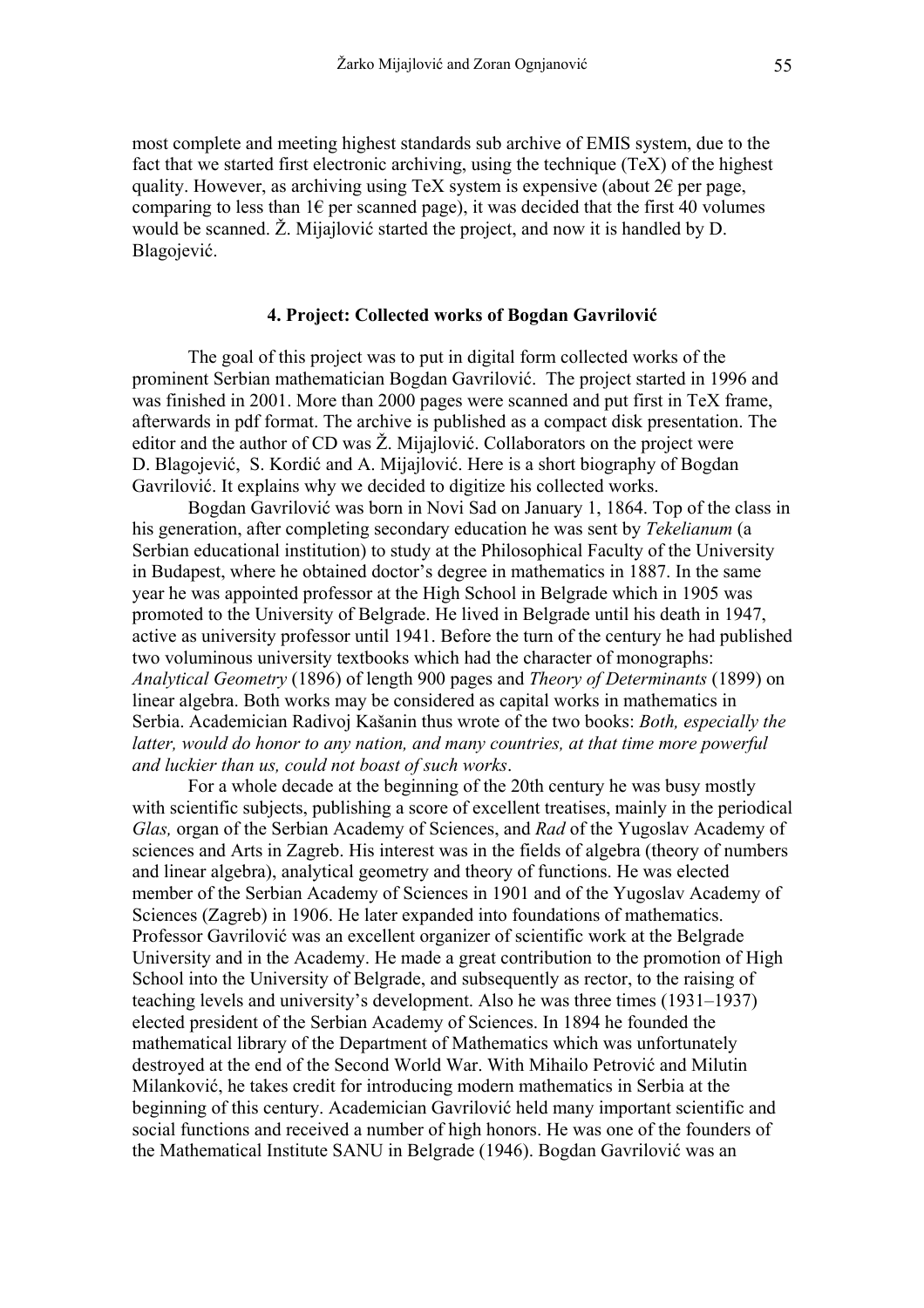most complete and meeting highest standards sub archive of EMIS system, due to the fact that we started first electronic archiving, using the technique (TeX) of the highest quality. However, as archiving using TeX system is expensive (about 2€ per page, comparing to less than 1€ per scanned page), it was decided that the first 40 volumes would be scanned. Ž. Mijajlović started the project, and now it is handled by D. Blagojević.

#### 4. Project: Collected works of Bogdan Gavrilović

The goal of this project was to put in digital form collected works of the prominent Serbian mathematician Bogdan Gavrilović. The project started in 1996 and was finished in 2001. More than 2000 pages were scanned and put first in TeX frame, afterwards in pdf format. The archive is published as a compact disk presentation. The editor and the author of CD was Ž. Mijajlović. Collaborators on the project were D. Blagojević, S. Kordić and A. Mijajlović. Here is a short biography of Bogdan Gavrilović. It explains why we decided to digitize his collected works.

Bogdan Gavrilović was born in Novi Sad on January 1, 1864. Top of the class in his generation, after completing secondary education he was sent by *Tekelianum* (a Serbian educational institution) to study at the Philosophical Faculty of the University in Budapest, where he obtained doctor's degree in mathematics in 1887. In the same year he was appointed professor at the High School in Belgrade which in 1905 was promoted to the University of Belgrade. He lived in Belgrade until his death in 1947, active as university professor until 1941. Before the turn of the century he had published two voluminous university textbooks which had the character of monographs: *Analytical Geometry* (1896) of length 900 pages and *Theory of Determinants* (1899) on linear algebra. Both works may be considered as capital works in mathematics in Serbia. Academician Radivoj Kašanin thus wrote of the two books: *Both, especially the latter, would do honor to any nation, and many countries, at that time more powerful and luckier than us, could not boast of such works*.

For a whole decade at the beginning of the 20th century he was busy mostly with scientific subjects, publishing a score of excellent treatises, mainly in the periodical *Glas,* organ of the Serbian Academy of Sciences, and *Rad* of the Yugoslav Academy of sciences and Arts in Zagreb. His interest was in the fields of algebra (theory of numbers and linear algebra), analytical geometry and theory of functions. He was elected member of the Serbian Academy of Sciences in 1901 and of the Yugoslav Academy of Sciences (Zagreb) in 1906. He later expanded into foundations of mathematics. Professor Gavrilović was an excellent organizer of scientific work at the Belgrade University and in the Academy. He made a great contribution to the promotion of High School into the University of Belgrade, and subsequently as rector, to the raising of teaching levels and university's development. Also he was three times (1931–1937) elected president of the Serbian Academy of Sciences. In 1894 he founded the mathematical library of the Department of Mathematics which was unfortunately destroyed at the end of the Second World War. With Mihailo Petrović and Milutin Milanković, he takes credit for introducing modern mathematics in Serbia at the beginning of this century. Academician Gavrilović held many important scientific and social functions and received a number of high honors. He was one of the founders of the Mathematical Institute SANU in Belgrade (1946). Bogdan Gavrilović was an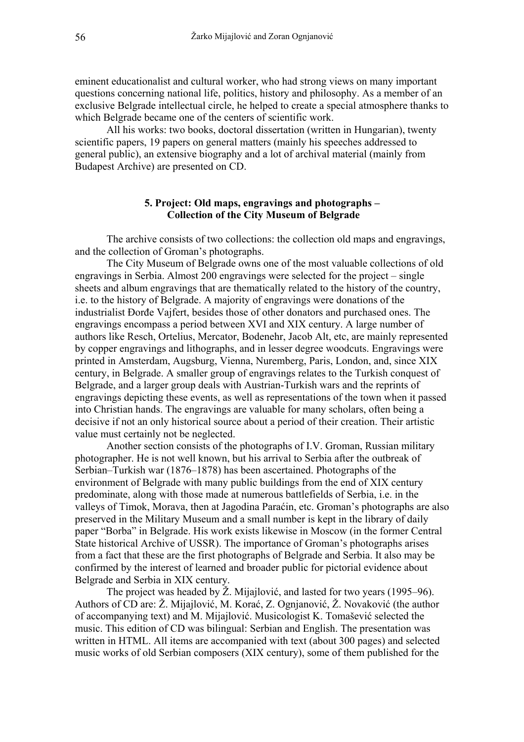eminent educationalist and cultural worker, who had strong views on many important questions concerning national life, politics, history and philosophy. As a member of an exclusive Belgrade intellectual circle, he helped to create a special atmosphere thanks to which Belgrade became one of the centers of scientific work.

All his works: two books, doctoral dissertation (written in Hungarian), twenty scientific papers, 19 papers on general matters (mainly his speeches addressed to general public), an extensive biography and a lot of archival material (mainly from Budapest Archive) are presented on CD.

## 5. Project: Old maps, engravings and photographs – Collection of the City Museum of Belgrade

The archive consists of two collections: the collection old maps and engravings, and the collection of Groman's photographs.

The City Museum of Belgrade owns one of the most valuable collections of old engravings in Serbia. Almost 200 engravings were selected for the project – single sheets and album engravings that are thematically related to the history of the country, i.e. to the history of Belgrade. A majority of engravings were donations of the industrialist Đorđe Vajfert, besides those of other donators and purchased ones. The engravings encompass a period between XVI and XIX century. A large number of authors like Resch, Ortelius, Mercator, Bodenehr, Jacob Alt, etc, are mainly represented by copper engravings and lithographs, and in lesser degree woodcuts. Engravings were printed in Amsterdam, Augsburg, Vienna, Nuremberg, Paris, London, and, since XIX century, in Belgrade. A smaller group of engravings relates to the Turkish conquest of Belgrade, and a larger group deals with Austrian-Turkish wars and the reprints of engravings depicting these events, as well as representations of the town when it passed into Christian hands. The engravings are valuable for many scholars, often being a decisive if not an only historical source about a period of their creation. Their artistic value must certainly not be neglected.

Another section consists of the photographs of I.V. Groman, Russian military photographer. He is not well known, but his arrival to Serbia after the outbreak of Serbian–Turkish war (1876–1878) has been ascertained. Photographs of the environment of Belgrade with many public buildings from the end of XIX century predominate, along with those made at numerous battlefields of Serbia, i.e. in the valleys of Timok, Morava, then at Jagodina Paraćin, etc. Groman's photographs are also preserved in the Military Museum and a small number is kept in the library of daily paper "Borba" in Belgrade. His work exists likewise in Moscow (in the former Central State historical Archive of USSR). The importance of Groman's photographs arises from a fact that these are the first photographs of Belgrade and Serbia. It also may be confirmed by the interest of learned and broader public for pictorial evidence about Belgrade and Serbia in XIX century.

The project was headed by Ž. Mijajlović, and lasted for two years (1995–96). Authors of CD are: Ž. Mijajlović, M. Korać, Z. Ognjanović, Ž. Novaković (the author of accompanying text) and M. Mijajlović. Musicologist K. Tomašević selected the music. This edition of CD was bilingual: Serbian and English. The presentation was written in HTML. All items are accompanied with text (about 300 pages) and selected music works of old Serbian composers (XIX century), some of them published for the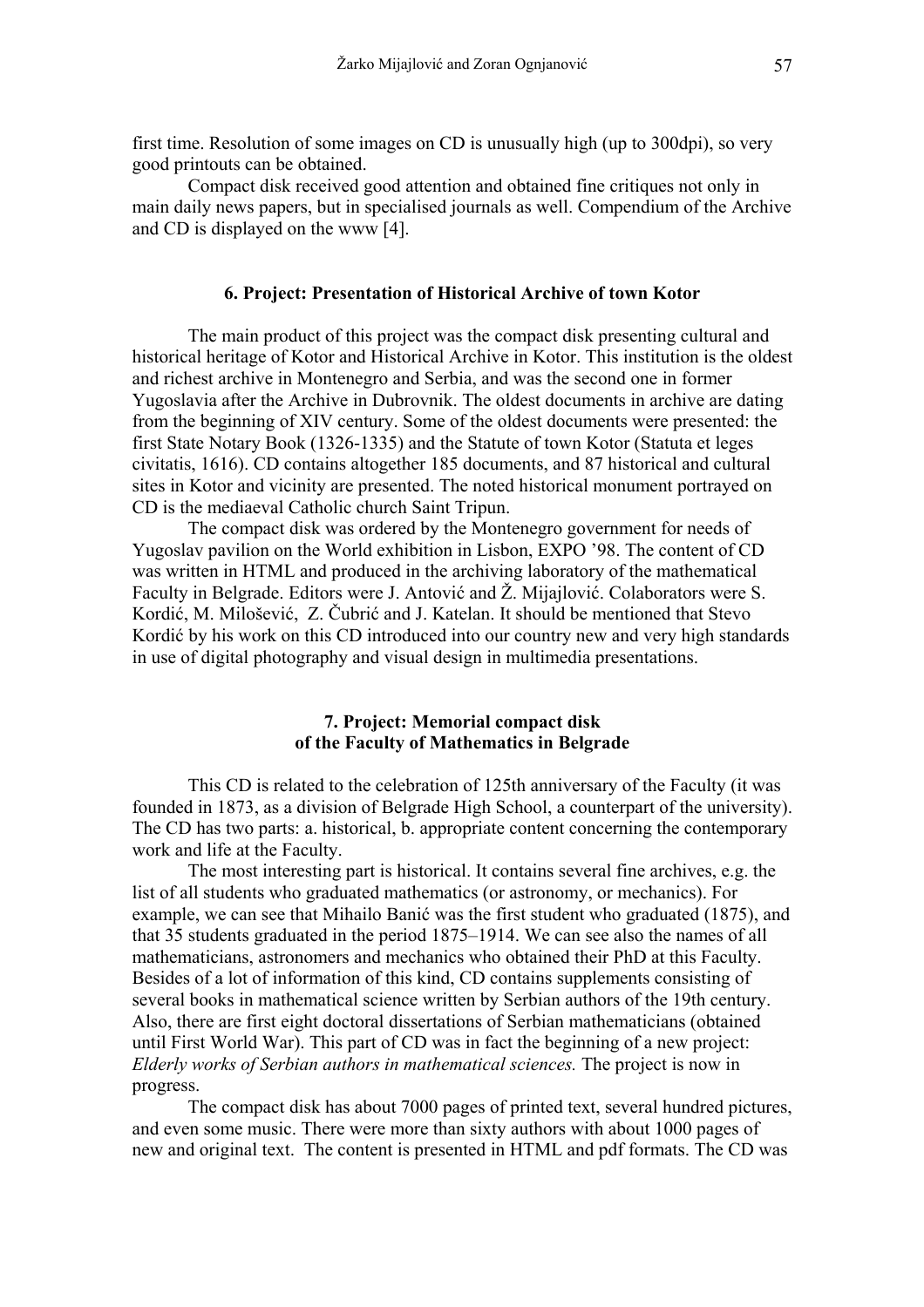first time. Resolution of some images on CD is unusually high (up to 300dpi), so very good printouts can be obtained.

Compact disk received good attention and obtained fine critiques not only in main daily news papers, but in specialised journals as well. Compendium of the Archive and CD is displayed on the www [4].

## 6. Project: Presentation of Historical Archive of town Kotor

The main product of this project was the compact disk presenting cultural and historical heritage of Kotor and Historical Archive in Kotor. This institution is the oldest and richest archive in Montenegro and Serbia, and was the second one in former Yugoslavia after the Archive in Dubrovnik. The oldest documents in archive are dating from the beginning of XIV century. Some of the oldest documents were presented: the first State Notary Book (1326-1335) and the Statute of town Kotor (Statuta et leges civitatis, 1616). CD contains altogether 185 documents, and 87 historical and cultural sites in Kotor and vicinity are presented. The noted historical monument portrayed on CD is the mediaeval Catholic church Saint Tripun.

The compact disk was ordered by the Montenegro government for needs of Yugoslav pavilion on the World exhibition in Lisbon, EXPO '98. The content of CD was written in HTML and produced in the archiving laboratory of the mathematical Faculty in Belgrade. Editors were J. Antović and Ž. Mijajlović. Colaborators were S. Kordić, M. Milošević, Z. Čubrić and J. Katelan. It should be mentioned that Stevo Kordić by his work on this CD introduced into our country new and very high standards in use of digital photography and visual design in multimedia presentations.

## 7. Project: Memorial compact disk of the Faculty of Mathematics in Belgrade

This CD is related to the celebration of 125th anniversary of the Faculty (it was founded in 1873, as a division of Belgrade High School, a counterpart of the university). The CD has two parts: a. historical, b. appropriate content concerning the contemporary work and life at the Faculty.

The most interesting part is historical. It contains several fine archives, e.g. the list of all students who graduated mathematics (or astronomy, or mechanics). For example, we can see that Mihailo Banić was the first student who graduated (1875), and that 35 students graduated in the period 1875–1914. We can see also the names of all mathematicians, astronomers and mechanics who obtained their PhD at this Faculty. Besides of a lot of information of this kind, CD contains supplements consisting of several books in mathematical science written by Serbian authors of the 19th century. Also, there are first eight doctoral dissertations of Serbian mathematicians (obtained until First World War). This part of CD was in fact the beginning of a new project: *Elderly works of Serbian authors in mathematical sciences.* The project is now in progress.

The compact disk has about 7000 pages of printed text, several hundred pictures, and even some music. There were more than sixty authors with about 1000 pages of new and original text. The content is presented in HTML and pdf formats. The CD was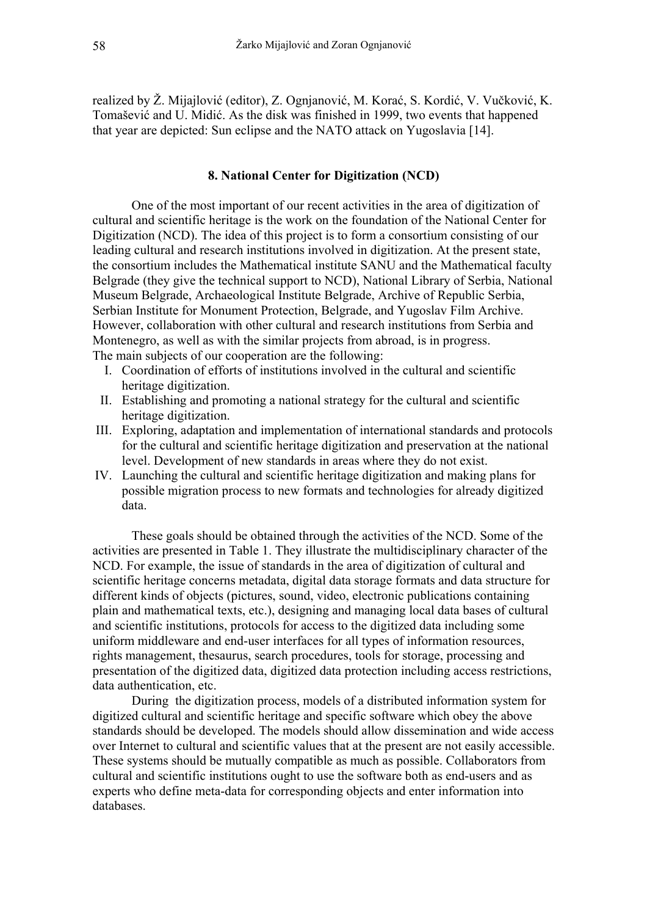realized by Ž. Mijajlović (editor), Z. Ognjanović, M. Korać, S. Kordić, V. Vučković, K. Tomašević and U. Midić. As the disk was finished in 1999, two events that happened that year are depicted: Sun eclipse and the NATO attack on Yugoslavia [14].

## 8. National Center for Digitization (NCD)

One of the most important of our recent activities in the area of digitization of cultural and scientific heritage is the work on the foundation of the National Center for Digitization (NCD). The idea of this project is to form a consortium consisting of our leading cultural and research institutions involved in digitization. At the present state, the consortium includes the Mathematical institute SANU and the Mathematical faculty Belgrade (they give the technical support to NCD), National Library of Serbia, National Museum Belgrade, Archaeological Institute Belgrade, Archive of Republic Serbia, Serbian Institute for Monument Protection, Belgrade, and Yugoslav Film Archive. However, collaboration with other cultural and research institutions from Serbia and Montenegro, as well as with the similar projects from abroad, is in progress.
The main subjects of our cooperation are the following:

I. Coordination of efforts of institutions involved in the cultural and scientific heritage digitization.
II. Establishing and promoting a national strategy for the cultural and scientific heritage digitization.
III. Exploring, adaptation and implementation of international standards and protocols for the cultural and scientific heritage digitization and preservation at the national level. Development of new standards in areas where they do not exist.
IV. Launching the cultural and scientific heritage digitization and making plans for possible migration process to new formats and technologies for already digitized data.

These goals should be obtained through the activities of the NCD. Some of the activities are presented in Table 1. They illustrate the multidisciplinary character of the NCD. For example, the issue of standards in the area of digitization of cultural and scientific heritage concerns metadata, digital data storage formats and data structure for different kinds of objects (pictures, sound, video, electronic publications containing plain and mathematical texts, etc.), designing and managing local data bases of cultural and scientific institutions, protocols for access to the digitized data including some uniform middleware and end-user interfaces for all types of information resources, rights management, thesaurus, search procedures, tools for storage, processing and presentation of the digitized data, digitized data protection including access restrictions, data authentication, etc.

During the digitization process, models of a distributed information system for digitized cultural and scientific heritage and specific software which obey the above standards should be developed. The models should allow dissemination and wide access over Internet to cultural and scientific values that at the present are not easily accessible. These systems should be mutually compatible as much as possible. Collaborators from cultural and scientific institutions ought to use the software both as end-users and as experts who define meta-data for corresponding objects and enter information into databases.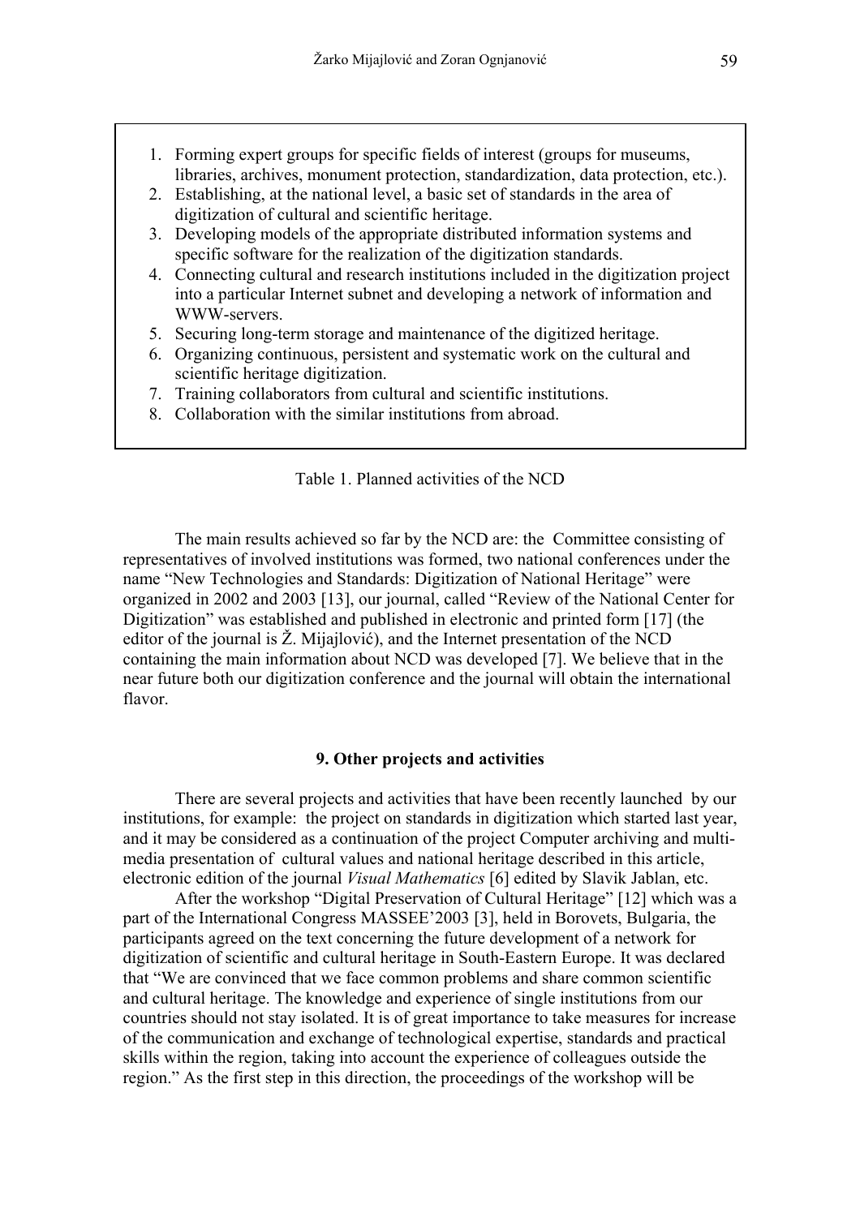1. Forming expert groups for specific fields of interest (groups for museums, libraries, archives, monument protection, standardization, data protection, etc.).
2. Establishing, at the national level, a basic set of standards in the area of digitization of cultural and scientific heritage.
3. Developing models of the appropriate distributed information systems and specific software for the realization of the digitization standards.
4. Connecting cultural and research institutions included in the digitization project into a particular Internet subnet and developing a network of information and WWW-servers.
5. Securing long-term storage and maintenance of the digitized heritage.
6. Organizing continuous, persistent and systematic work on the cultural and scientific heritage digitization.
7. Training collaborators from cultural and scientific institutions.
8. Collaboration with the similar institutions from abroad.

Table 1. Planned activities of the NCD

The main results achieved so far by the NCD are: the Committee consisting of representatives of involved institutions was formed, two national conferences under the name "New Technologies and Standards: Digitization of National Heritage" were organized in 2002 and 2003 [13], our journal, called "Review of the National Center for Digitization" was established and published in electronic and printed form [17] (the editor of the journal is Ž. Mijajlović), and the Internet presentation of the NCD containing the main information about NCD was developed [7]. We believe that in the near future both our digitization conference and the journal will obtain the international flavor.

## 9. Other projects and activities

There are several projects and activities that have been recently launched by our institutions, for example: the project on standards in digitization which started last year, and it may be considered as a continuation of the project Computer archiving and multi-media presentation of cultural values and national heritage described in this article, electronic edition of the journal *Visual Mathematics* [6] edited by Slavik Jablan, etc.

After the workshop "Digital Preservation of Cultural Heritage" [12] which was a part of the International Congress MASSEE'2003 [3], held in Borovets, Bulgaria, the participants agreed on the text concerning the future development of a network for digitization of scientific and cultural heritage in South-Eastern Europe. It was declared that "We are convinced that we face common problems and share common scientific and cultural heritage. The knowledge and experience of single institutions from our countries should not stay isolated. It is of great importance to take measures for increase of the communication and exchange of technological expertise, standards and practical skills within the region, taking into account the experience of colleagues outside the region." As the first step in this direction, the proceedings of the workshop will be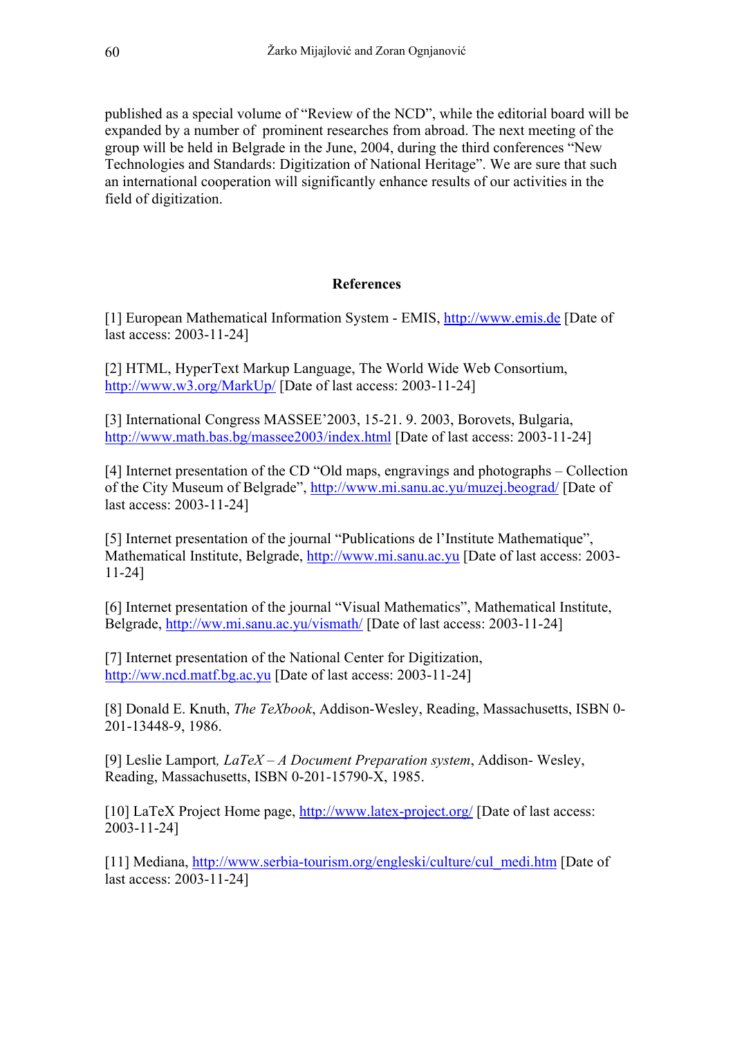published as a special volume of "Review of the NCD", while the editorial board will be expanded by a number of  prominent researches from abroad. The next meeting of the group will be held in Belgrade in the June, 2004, during the third conferences "New Technologies and Standards: Digitization of National Heritage". We are sure that such an international cooperation will significantly enhance results of our activities in the field of digitization.

## References

[1] European Mathematical Information System - EMIS, http://www.emis.de [Date of last access: 2003-11-24]

[2] HTML, HyperText Markup Language, The World Wide Web Consortium, http://www.w3.org/MarkUp/ [Date of last access: 2003-11-24]

[3] International Congress MASSEE'2003, 15-21. 9. 2003, Borovets, Bulgaria, http://www.math.bas.bg/massee2003/index.html [Date of last access: 2003-11-24]

[4] Internet presentation of the CD "Old maps, engravings and photographs – Collection of the City Museum of Belgrade", http://www.mi.sanu.ac.yu/muzej.beograd/ [Date of last access: 2003-11-24]

[5] Internet presentation of the journal "Publications de l'Institute Mathematique", Mathematical Institute, Belgrade, http://www.mi.sanu.ac.yu [Date of last access: 2003-11-24]

[6] Internet presentation of the journal "Visual Mathematics", Mathematical Institute, Belgrade, http://ww.mi.sanu.ac.yu/vismath/ [Date of last access: 2003-11-24]

[7] Internet presentation of the National Center for Digitization, http://ww.ncd.matf.bg.ac.yu [Date of last access: 2003-11-24]

[8] Donald E. Knuth, *The TeXbook*, Addison-Wesley, Reading, Massachusetts, ISBN 0-201-13448-9, 1986.

[9] Leslie Lamport*, LaTeX – A Document Preparation system*, Addison- Wesley, Reading, Massachusetts, ISBN 0-201-15790-X, 1985.

[10] LaTeX Project Home page, http://www.latex-project.org/ [Date of last access: 2003-11-24]

[11] Mediana, http://www.serbia-tourism.org/engleski/culture/cul_medi.htm [Date of last access: 2003-11-24]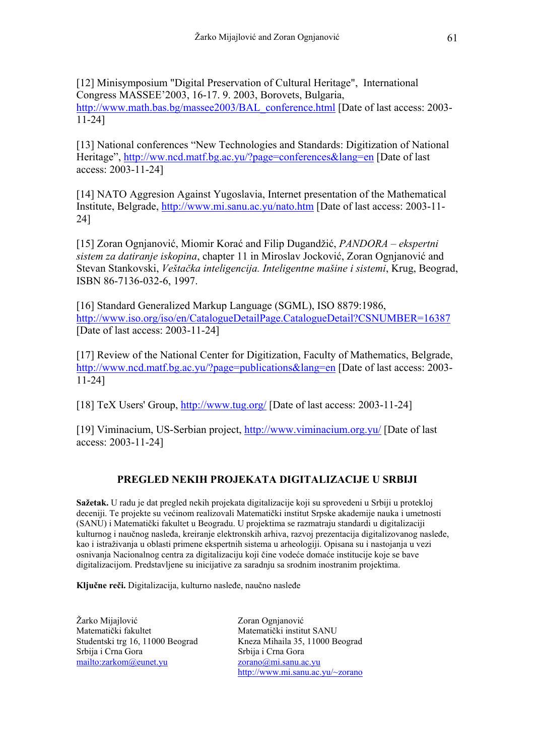[12] Minisymposium "Digital Preservation of Cultural Heritage", International Congress MASSEE'2003, 16-17. 9. 2003, Borovets, Bulgaria, http://www.math.bas.bg/massee2003/BAL_conference.html [Date of last access: 2003-11-24]

[13] National conferences "New Technologies and Standards: Digitization of National Heritage", http://ww.ncd.matf.bg.ac.yu/?page=conferences&lang=en [Date of last access: 2003-11-24]

[14] NATO Aggresion Against Yugoslavia, Internet presentation of the Mathematical Institute, Belgrade, http://www.mi.sanu.ac.yu/nato.htm [Date of last access: 2003-11-24]

[15] Zoran Ognjanović, Miomir Korać and Filip Dugandžić, *PANDORA – ekspertni sistem za datiranje iskopina*, chapter 11 in Miroslav Jocković, Zoran Ognjanović and Stevan Stankovski, *Veštačka inteligencija. Inteligentne mašine i sistemi*, Krug, Beograd, ISBN 86-7136-032-6, 1997.

[16] Standard Generalized Markup Language (SGML), ISO 8879:1986, http://www.iso.org/iso/en/CatalogueDetailPage.CatalogueDetail?CSNUMBER=16387 [Date of last access: 2003-11-24]

[17] Review of the National Center for Digitization, Faculty of Mathematics, Belgrade, http://www.ncd.matf.bg.ac.yu/?page=publications&lang=en [Date of last access: 2003-11-24]

[18] TeX Users' Group, http://www.tug.org/ [Date of last access: 2003-11-24]

[19] Viminacium, US-Serbian project, http://www.viminacium.org.yu/ [Date of last access: 2003-11-24]

## PREGLED NEKIH PROJEKATA DIGITALIZACIJE U SRBIJI

**Sažetak.** U radu je dat pregled nekih projekata digitalizacije koji su sprovedeni u Srbiji u protekloj deceniji. Te projekte su većinom realizovali Matematički institut Srpske akademije nauka i umetnosti (SANU) i Matematički fakultet u Beogradu. U projektima se razmatraju standardi u digitalizaciji kulturnog i naučnog nasleđa, kreiranje elektronskih arhiva, razvoj prezentacija digitalizovanog nasleđe, kao i istraživanja u oblasti primene ekspertnih sistema u arheologiji. Opisana su i nastojanja u vezi osnivanja Nacionalnog centra za digitalizaciju koji čine vodeće domaće institucije koje se bave digitalizacijom. Predstavljene su inicijative za saradnju sa srodnim inostranim projektima.

**Ključne reči.** Digitalizacija, kulturno nasleđe, naučno nasleđe

Žarko Mijajlović
Matematički fakultet
Studentski trg 16, 11000 Beograd
Srbija i Crna Gora
mailto:zarkom@eunet.yu

Zoran Ognjanović
Matematički institut SANU
Kneza Mihaila 35, 11000 Beograd
Srbija i Crna Gora
zorano@mi.sanu.ac.yu
http://www.mi.sanu.ac.yu/~zorano